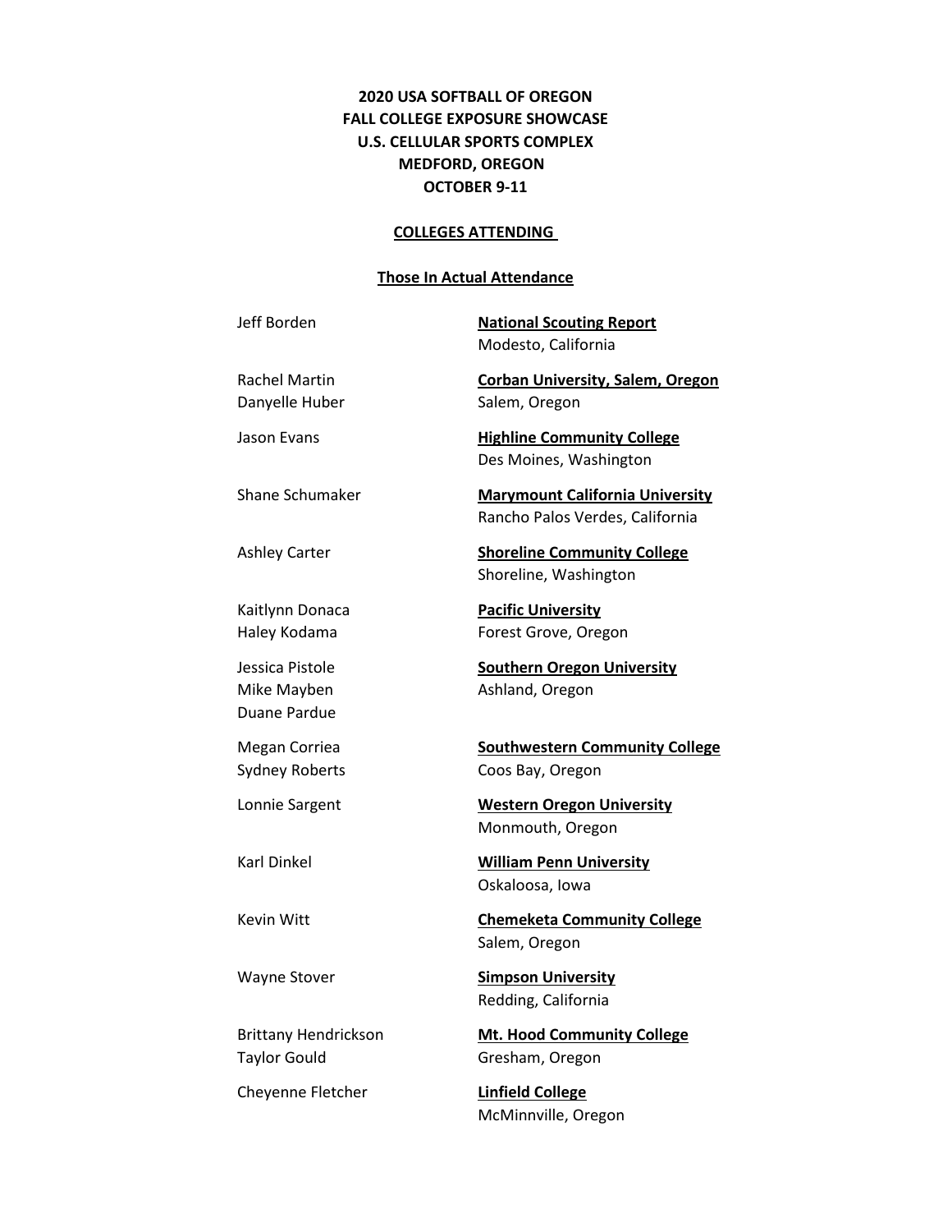**2020 USA SOFTBALL OF OREGON**
**FALL COLLEGE EXPOSURE SHOWCASE**
**U.S. CELLULAR SPORTS COMPLEX**
**MEDFORD, OREGON**
**OCTOBER 9-11**

**COLLEGES ATTENDING**

**Those In Actual Attendance**

| Name(s) | College / Location |
|---|---|
| Jeff Borden | **National Scouting Report**, Modesto, California |
| Rachel Martin, Danyelle Huber | **Corban University, Salem, Oregon**, Salem, Oregon |
| Jason Evans | **Highline Community College**, Des Moines, Washington |
| Shane Schumaker | **Marymount California University**, Rancho Palos Verdes, California |
| Ashley Carter | **Shoreline Community College**, Shoreline, Washington |
| Kaitlynn Donaca, Haley Kodama | **Pacific University**, Forest Grove, Oregon |
| Jessica Pistole, Mike Mayben, Duane Pardue | **Southern Oregon University**, Ashland, Oregon |
| Megan Corriea, Sydney Roberts | **Southwestern Community College**, Coos Bay, Oregon |
| Lonnie Sargent | **Western Oregon University**, Monmouth, Oregon |
| Karl Dinkel | **William Penn University**, Oskaloosa, Iowa |
| Kevin Witt | **Chemeketa Community College**, Salem, Oregon |
| Wayne Stover | **Simpson University**, Redding, California |
| Brittany Hendrickson, Taylor Gould | **Mt. Hood Community College**, Gresham, Oregon |
| Cheyenne Fletcher | **Linfield College**, McMinnville, Oregon |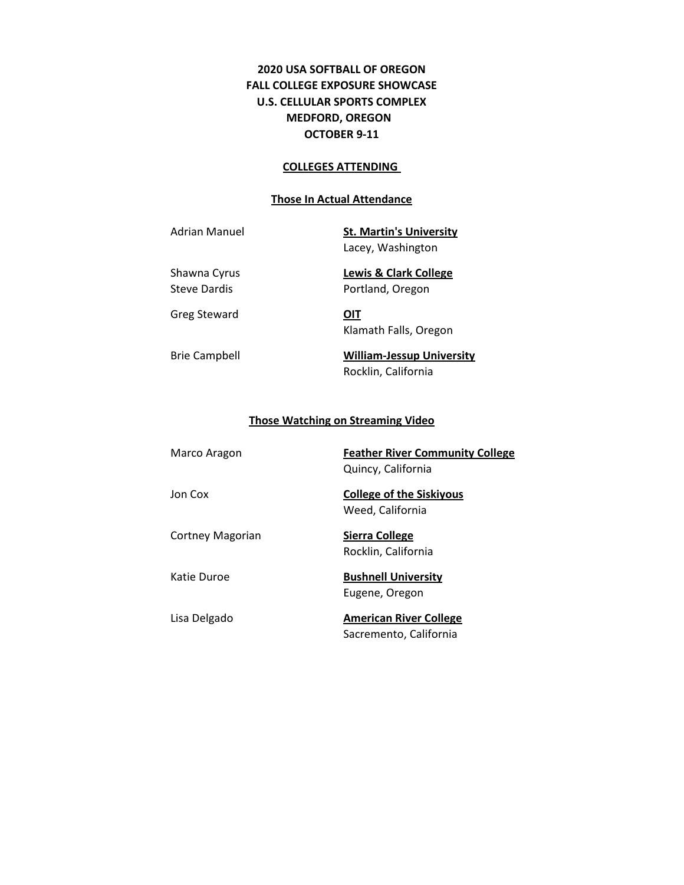**2020 USA SOFTBALL OF OREGON**
**FALL COLLEGE EXPOSURE SHOWCASE**
**U.S. CELLULAR SPORTS COMPLEX**
**MEDFORD, OREGON**
**OCTOBER 9-11**

**COLLEGES ATTENDING**

**Those In Actual Attendance**

| | |
|---|---|
| Adrian Manuel | **St. Martin's University**<br>Lacey, Washington |
| Shawna Cyrus<br>Steve Dardis | **Lewis & Clark College**<br>Portland, Oregon |
| Greg Steward | **OIT**<br>Klamath Falls, Oregon |
| Brie Campbell | **William-Jessup University**<br>Rocklin, California |

**Those Watching on Streaming Video**

| | |
|---|---|
| Marco Aragon | **Feather River Community College**<br>Quincy, California |
| Jon Cox | **College of the Siskiyous**<br>Weed, California |
| Cortney Magorian | **Sierra College**<br>Rocklin, California |
| Katie Duroe | **Bushnell University**<br>Eugene, Oregon |
| Lisa Delgado | **American River College**<br>Sacremento, California |